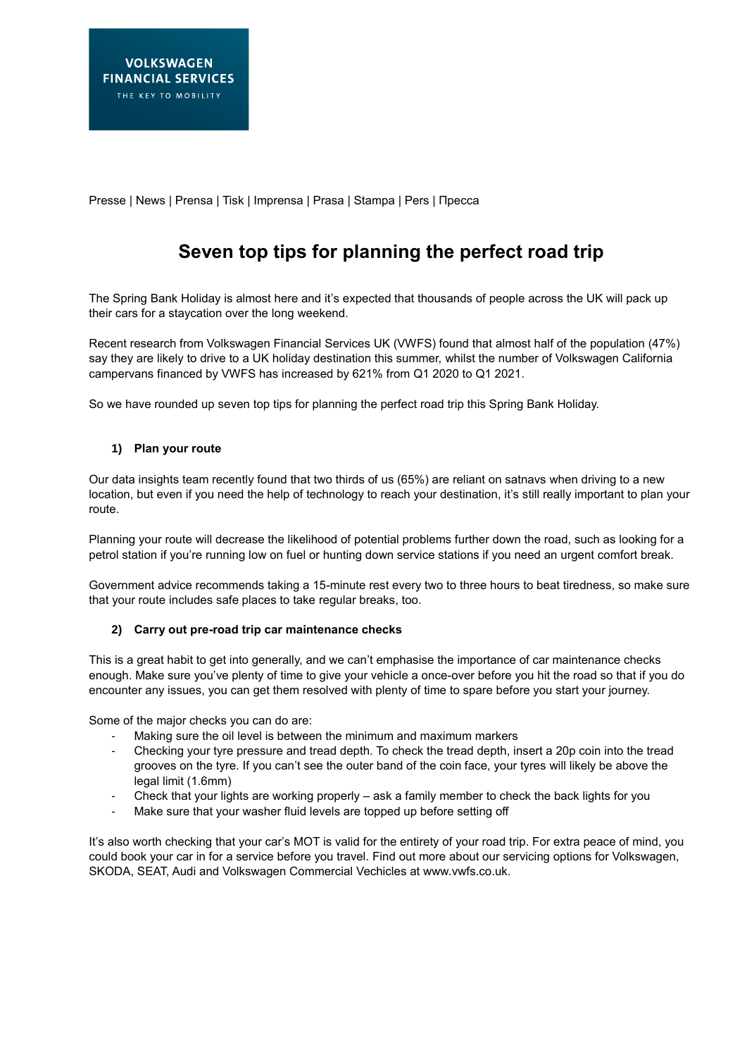VOLKSWAGEN
FINANCIAL SERVICES
THE KEY TO MOBILITY

Presse | News | Prensa | Tisk | Imprensa | Prasa | Stampa | Pers | Пресса

# Seven top tips for planning the perfect road trip

The Spring Bank Holiday is almost here and it's expected that thousands of people across the UK will pack up their cars for a staycation over the long weekend.

Recent research from Volkswagen Financial Services UK (VWFS) found that almost half of the population (47%) say they are likely to drive to a UK holiday destination this summer, whilst the number of Volkswagen California campervans financed by VWFS has increased by 621% from Q1 2020 to Q1 2021.

So we have rounded up seven top tips for planning the perfect road trip this Spring Bank Holiday.

### 1) Plan your route

Our data insights team recently found that two thirds of us (65%) are reliant on satnavs when driving to a new location, but even if you need the help of technology to reach your destination, it's still really important to plan your route.

Planning your route will decrease the likelihood of potential problems further down the road, such as looking for a petrol station if you're running low on fuel or hunting down service stations if you need an urgent comfort break.

Government advice recommends taking a 15-minute rest every two to three hours to beat tiredness, so make sure that your route includes safe places to take regular breaks, too.

### 2) Carry out pre-road trip car maintenance checks

This is a great habit to get into generally, and we can't emphasise the importance of car maintenance checks enough. Make sure you've plenty of time to give your vehicle a once-over before you hit the road so that if you do encounter any issues, you can get them resolved with plenty of time to spare before you start your journey.

Some of the major checks you can do are:

- Making sure the oil level is between the minimum and maximum markers
- Checking your tyre pressure and tread depth. To check the tread depth, insert a 20p coin into the tread grooves on the tyre. If you can't see the outer band of the coin face, your tyres will likely be above the legal limit (1.6mm)
- Check that your lights are working properly – ask a family member to check the back lights for you
- Make sure that your washer fluid levels are topped up before setting off

It's also worth checking that your car's MOT is valid for the entirety of your road trip. For extra peace of mind, you could book your car in for a service before you travel. Find out more about our servicing options for Volkswagen, SKODA, SEAT, Audi and Volkswagen Commercial Vechicles at www.vwfs.co.uk.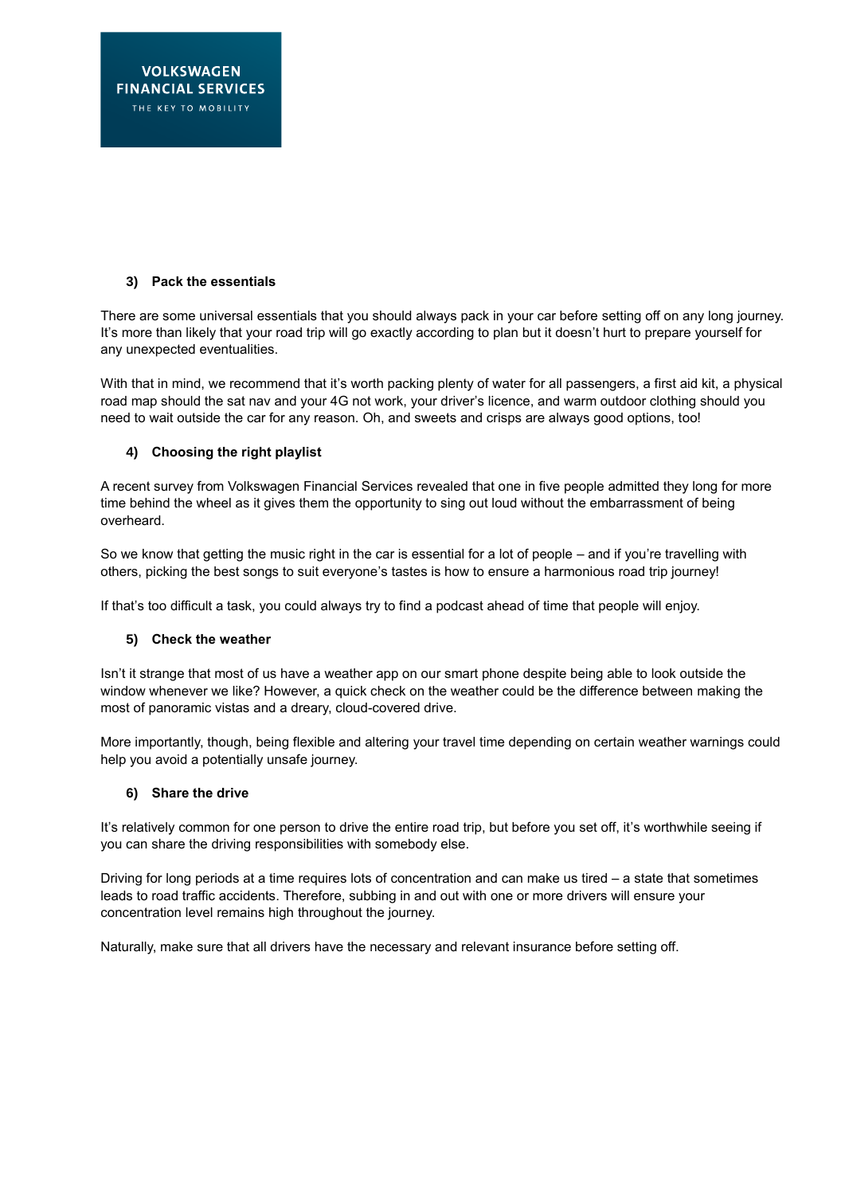### 3) Pack the essentials

There are some universal essentials that you should always pack in your car before setting off on any long journey. It's more than likely that your road trip will go exactly according to plan but it doesn't hurt to prepare yourself for any unexpected eventualities.

With that in mind, we recommend that it's worth packing plenty of water for all passengers, a first aid kit, a physical road map should the sat nav and your 4G not work, your driver's licence, and warm outdoor clothing should you need to wait outside the car for any reason. Oh, and sweets and crisps are always good options, too!

### 4) Choosing the right playlist

A recent survey from Volkswagen Financial Services revealed that one in five people admitted they long for more time behind the wheel as it gives them the opportunity to sing out loud without the embarrassment of being overheard.

So we know that getting the music right in the car is essential for a lot of people – and if you're travelling with others, picking the best songs to suit everyone's tastes is how to ensure a harmonious road trip journey!

If that's too difficult a task, you could always try to find a podcast ahead of time that people will enjoy.

### 5) Check the weather

Isn't it strange that most of us have a weather app on our smart phone despite being able to look outside the window whenever we like? However, a quick check on the weather could be the difference between making the most of panoramic vistas and a dreary, cloud-covered drive.

More importantly, though, being flexible and altering your travel time depending on certain weather warnings could help you avoid a potentially unsafe journey.

### 6) Share the drive

It's relatively common for one person to drive the entire road trip, but before you set off, it's worthwhile seeing if you can share the driving responsibilities with somebody else.

Driving for long periods at a time requires lots of concentration and can make us tired – a state that sometimes leads to road traffic accidents. Therefore, subbing in and out with one or more drivers will ensure your concentration level remains high throughout the journey.

Naturally, make sure that all drivers have the necessary and relevant insurance before setting off.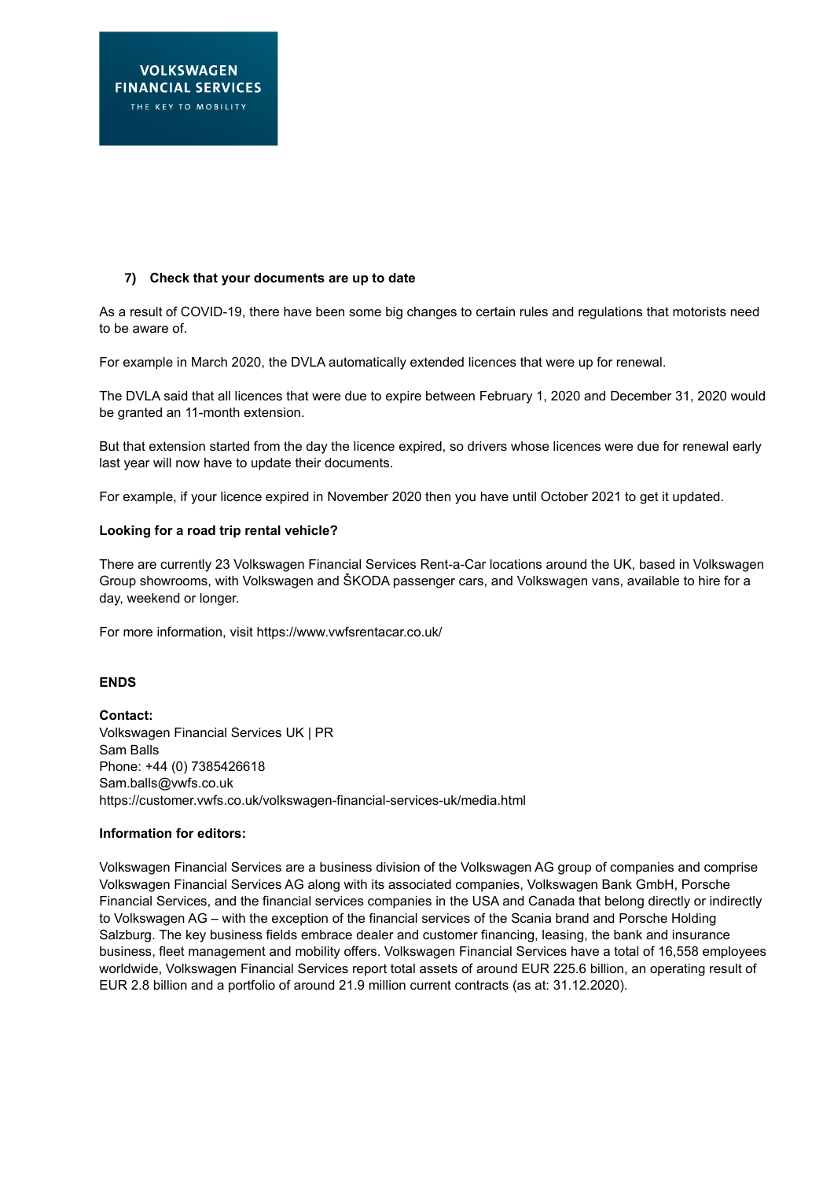**VOLKSWAGEN FINANCIAL SERVICES**
THE KEY TO MOBILITY

### 7) Check that your documents are up to date

As a result of COVID-19, there have been some big changes to certain rules and regulations that motorists need to be aware of.

For example in March 2020, the DVLA automatically extended licences that were up for renewal.

The DVLA said that all licences that were due to expire between February 1, 2020 and December 31, 2020 would be granted an 11-month extension.

But that extension started from the day the licence expired, so drivers whose licences were due for renewal early last year will now have to update their documents.

For example, if your licence expired in November 2020 then you have until October 2021 to get it updated.

**Looking for a road trip rental vehicle?**

There are currently 23 Volkswagen Financial Services Rent-a-Car locations around the UK, based in Volkswagen Group showrooms, with Volkswagen and ŠKODA passenger cars, and Volkswagen vans, available to hire for a day, weekend or longer.

For more information, visit https://www.vwfsrentacar.co.uk/

**ENDS**

**Contact:**
Volkswagen Financial Services UK | PR
Sam Balls
Phone: +44 (0) 7385426618
Sam.balls@vwfs.co.uk
https://customer.vwfs.co.uk/volkswagen-financial-services-uk/media.html

**Information for editors:**

Volkswagen Financial Services are a business division of the Volkswagen AG group of companies and comprise Volkswagen Financial Services AG along with its associated companies, Volkswagen Bank GmbH, Porsche Financial Services, and the financial services companies in the USA and Canada that belong directly or indirectly to Volkswagen AG – with the exception of the financial services of the Scania brand and Porsche Holding Salzburg. The key business fields embrace dealer and customer financing, leasing, the bank and insurance business, fleet management and mobility offers. Volkswagen Financial Services have a total of 16,558 employees worldwide, Volkswagen Financial Services report total assets of around EUR 225.6 billion, an operating result of EUR 2.8 billion and a portfolio of around 21.9 million current contracts (as at: 31.12.2020).